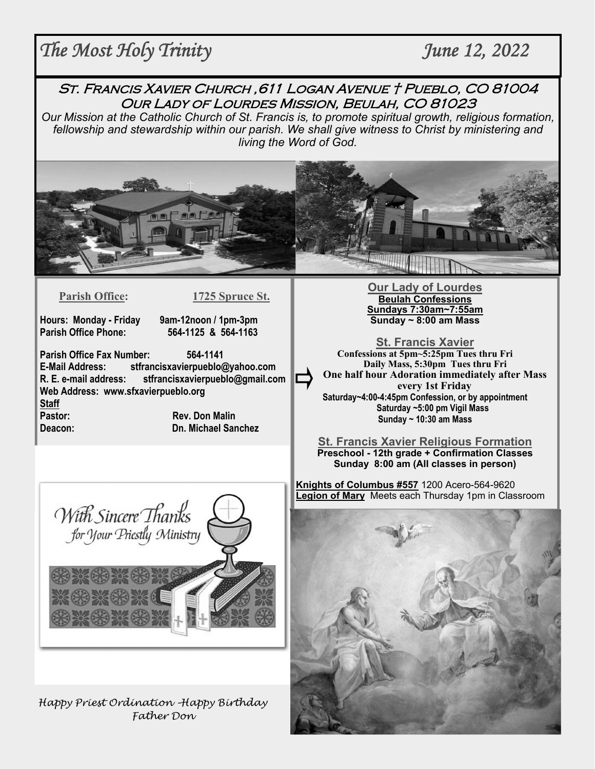# *The Most Holy Trinity* *June 12, 2022*

## St. Francis Xavier Church ,611 Logan Avenue † Pueblo, CO 81004
## Our Lady of Lourdes Mission, Beulah, CO 81023

*Our Mission at the Catholic Church of St. Francis is, to promote spiritual growth, religious formation, fellowship and stewardship within our parish. We shall give witness to Christ by ministering and living the Word of God.*

**Parish Office:** **1725 Spruce St.**

**Hours: Monday - Friday** **9am-12noon / 1pm-3pm**
**Parish Office Phone:** **564-1125 & 564-1163**

**Parish Office Fax Number:** **564-1141**
**E-Mail Address:** **stfrancisxavierpueblo@yahoo.com**
**R. E. e-mail address:** **stfrancisxavierpueblo@gmail.com**
**Web Address: www.sfxavierpueblo.org**

**Staff**
**Pastor:** **Rev. Don Malin**
**Deacon:** **Dn. Michael Sanchez**

### Our Lady of Lourdes

**Beulah Confessions**
**Sundays 7:30am~7:55am**
**Sunday ~ 8:00 am Mass**

### St. Francis Xavier

**Confessions at 5pm~5:25pm Tues thru Fri**
**Daily Mass, 5:30pm Tues thru Fri**
**One half hour Adoration immediately after Mass every 1st Friday**
**Saturday~4:00-4:45pm Confession, or by appointment**
**Saturday ~5:00 pm Vigil Mass**
**Sunday ~ 10:30 am Mass**

### St. Francis Xavier Religious Formation

**Preschool - 12th grade + Confirmation Classes**
**Sunday 8:00 am (All classes in person)**

**Knights of Columbus #557** 1200 Acero-564-9620
**Legion of Mary** Meets each Thursday 1pm in Classroom

*With Sincere Thanks for Your Priestly Ministry*

*Happy Priest Ordination -Happy Birthday Father Don*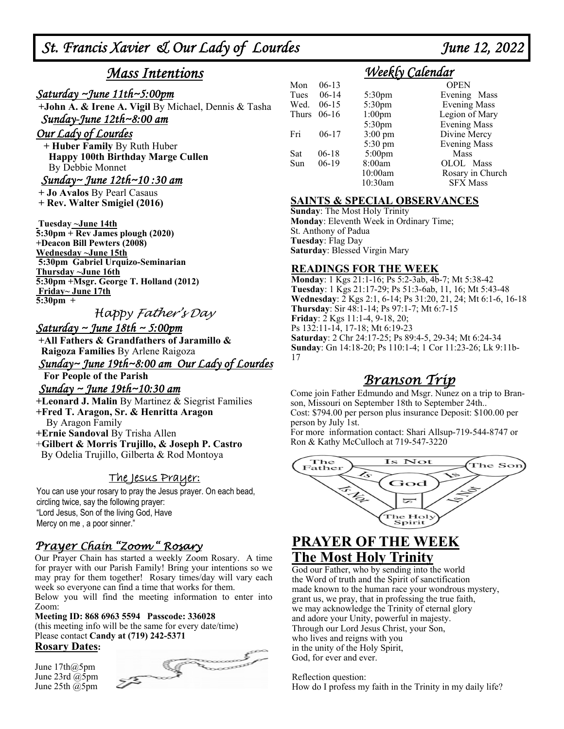# St. Francis Xavier & Our Lady of Lourdes — June 12, 2022

## Mass Intentions

### Saturday ~June 11th~5:00pm

**+John A. & Irene A. Vigil** By Michael, Dennis & Tasha

### Sunday-June 12th~8:00 am

### Our Lady of Lourdes

**+ Huber Family** By Ruth Huber

**Happy 100th Birthday Marge Cullen** By Debbie Monnet

### Sunday~ June 12th~10 :30 am

**+ Jo Avalos** By Pearl Casaus

**+ Rev. Walter Smigiel (2016)**

**Tuesday ~June 14th**

**5:30pm + Rev James plough (2020)**

**+Deacon Bill Pewters (2008)**

**Wednesday ~June 15th**

**5:30pm Gabriel Urquizo-Seminarian**

**Thursday ~June 16th**

**5:30pm +Msgr. George T. Holland (2012)**

**Friday~ June 17th**

**5:30pm +**

### Happy Father's Day

### Saturday ~ June 18th ~ 5:00pm

**+All Fathers & Grandfathers of Jaramillo & Raigoza Families** By Arlene Raigoza

### Sunday~ June 19th~8:00 am Our Lady of Lourdes

**For People of the Parish**

### Sunday ~ June 19th~10:30 am

**+Leonard J. Malin** By Martinez & Siegrist Families

**+Fred T. Aragon, Sr. & Henritta Aragon** By Aragon Family

**+Ernie Sandoval** By Trisha Allen

+**Gilbert & Morris Trujillo, & Joseph P. Castro** By Odelia Trujillo, Gilberta & Rod Montoya

## The Jesus Prayer:

You can use your rosary to pray the Jesus prayer. On each bead, circling twice, say the following prayer:
"Lord Jesus, Son of the living God, Have Mercy on me , a poor sinner."

## Prayer Chain "Zoom" Rosary

Our Prayer Chain has started a weekly Zoom Rosary. A time for prayer with our Parish Family! Bring your intentions so we may pray for them together! Rosary times/day will vary each week so everyone can find a time that works for them.

Below you will find the meeting information to enter into Zoom:

**Meeting ID: 868 6963 5594 Passcode: 336028**
(this meeting info will be the same for every date/time)
Please contact **Candy at (719) 242-5371**

**Rosary Dates:**

June 17th@5pm
June 23rd @5pm
June 25th @5pm

## Weekly Calendar

| Day | Date | Time | Event |
|---|---|---|---|
| Mon | 06-13 | | OPEN |
| Tues | 06-14 | 5:30pm | Evening Mass |
| Wed. | 06-15 | 5:30pm | Evening Mass |
| Thurs | 06-16 | 1:00pm | Legion of Mary |
| | | 5:30pm | Evening Mass |
| Fri | 06-17 | 3:00 pm | Divine Mercy |
| | | 5:30 pm | Evening Mass |
| Sat | 06-18 | 5:00pm | Mass |
| Sun | 06-19 | 8:00am | OLOL Mass |
| | | 10:00am | Rosary in Church |
| | | 10:30am | SFX Mass |

### SAINTS & SPECIAL OBSERVANCES

**Sunday**: The Most Holy Trinity
**Monday**: Eleventh Week in Ordinary Time; St. Anthony of Padua
**Tuesday**: Flag Day
**Saturday**: Blessed Virgin Mary

### READINGS FOR THE WEEK

**Monday**: 1 Kgs 21:1-16; Ps 5:2-3ab, 4b-7; Mt 5:38-42
**Tuesday**: 1 Kgs 21:17-29; Ps 51:3-6ab, 11, 16; Mt 5:43-48
**Wednesday**: 2 Kgs 2:1, 6-14; Ps 31:20, 21, 24; Mt 6:1-6, 16-18
**Thursday**: Sir 48:1-14; Ps 97:1-7; Mt 6:7-15
**Friday**: 2 Kgs 11:1-4, 9-18, 20; Ps 132:11-14, 17-18; Mt 6:19-23
**Saturday**: 2 Chr 24:17-25; Ps 89:4-5, 29-34; Mt 6:24-34
**Sunday**: Gn 14:18-20; Ps 110:1-4; 1 Cor 11:23-26; Lk 9:11b-17

## Branson Trip

Come join Father Edmundo and Msgr. Nunez on a trip to Branson, Missouri on September 18th to September 24th..
Cost: $794.00 per person plus insurance Deposit: $100.00 per person by July 1st.
For more information contact: Shari Allsup-719-544-8747 or Ron & Kathy McCulloch at 719-547-3220

The Father — Is Not — The Son — Is Not — The Holy Spirit — Is Not — The Father; The Father Is God; The Son Is God; The Holy Spirit Is God

## PRAYER OF THE WEEK
## The Most Holy Trinity

God our Father, who by sending into the world
the Word of truth and the Spirit of sanctification
made known to the human race your wondrous mystery,
grant us, we pray, that in professing the true faith,
we may acknowledge the Trinity of eternal glory
and adore your Unity, powerful in majesty.
Through our Lord Jesus Christ, your Son,
who lives and reigns with you
in the unity of the Holy Spirit,
God, for ever and ever.

Reflection question:
How do I profess my faith in the Trinity in my daily life?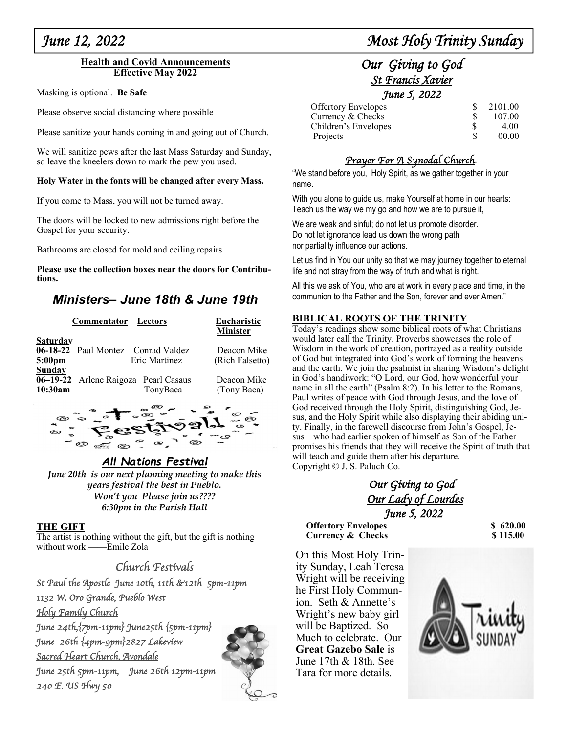# June 12, 2022 — Most Holy Trinity Sunday

**Health and Covid Announcements**
**Effective May 2022**

Masking is optional. **Be Safe**

Please observe social distancing where possible

Please sanitize your hands coming in and going out of Church.

We will sanitize pews after the last Mass Saturday and Sunday, so leave the kneelers down to mark the pew you used.

**Holy Water in the fonts will be changed after every Mass.**

If you come to Mass, you will not be turned away.

The doors will be locked to new admissions right before the Gospel for your security.

Bathrooms are closed for mold and ceiling repairs

**Please use the collection boxes near the doors for Contributions.**

## Ministers– June 18th & June 19th

| | Commentator | Lectors | Eucharistic Minister |
|---|---|---|---|
| **Saturday** | | | |
| **06-18-22** | Paul Montez | Conrad Valdez | Deacon Mike |
| **5:00pm** | | Eric Martinez | (Rich Falsetto) |
| **Sunday** | | | |
| **06–19-22** | Arlene Raigoza | Pearl Casaus | Deacon Mike |
| **10:30am** | | TonyBaca | (Tony Baca) |

Festival!

### *All Nations Festival*

*June 20th is our next planning meeting to make this years festival the best in Pueblo.*
*Won't you Please join us????*
*6:30pm in the Parish Hall*

**THE GIFT**

The artist is nothing without the gift, but the gift is nothing without work.——Emile Zola

## *Church Festivals*

*St Paul the Apostle June 10th, 11th &12th 5pm-11pm*
*1132 W. Oro Grande, Pueblo West*

*Holy Family Church*
*June 24th,{7pm-11pm} June25th {5pm-11pm}*
*June 26th {4pm-9pm}2827 Lakeview*

*Sacred Heart Church, Avondale*
*June 25th 5pm-11pm, June 26th 12pm-11pm*
*240 E. US Hwy 50*

## *Our Giving to God*
### *St Francis Xavier*
### *June 5, 2022*

| | | |
|---|---|---|
| Offertory Envelopes | $ | 2101.00 |
| Currency & Checks | $ | 107.00 |
| Children's Envelopes | $ | 4.00 |
| Projects | $ | 00.00 |

### *Prayer For A Synodal Church*.

"We stand before you, Holy Spirit, as we gather together in your name.

With you alone to guide us, make Yourself at home in our hearts: Teach us the way we my go and how we are to pursue it,

We are weak and sinful; do not let us promote disorder.
Do not let ignorance lead us down the wrong path
nor partiality influence our actions.

Let us find in You our unity so that we may journey together to eternal life and not stray from the way of truth and what is right.

All this we ask of You, who are at work in every place and time, in the communion to the Father and the Son, forever and ever Amen."

**BIBLICAL ROOTS OF THE TRINITY**

Today's readings show some biblical roots of what Christians would later call the Trinity. Proverbs showcases the role of Wisdom in the work of creation, portrayed as a reality outside of God but integrated into God's work of forming the heavens and the earth. We join the psalmist in sharing Wisdom's delight in God's handiwork: "O Lord, our God, how wonderful your name in all the earth" (Psalm 8:2). In his letter to the Romans, Paul writes of peace with God through Jesus, and the love of God received through the Holy Spirit, distinguishing God, Jesus, and the Holy Spirit while also displaying their abiding unity. Finally, in the farewell discourse from John's Gospel, Jesus—who had earlier spoken of himself as Son of the Father—promises his friends that they will receive the Spirit of truth that will teach and guide them after his departure.
Copyright © J. S. Paluch Co.

## *Our Giving to God*
### *Our Lady of Lourdes*
### *June 5, 2022*

| | |
|---|---|
| **Offertory Envelopes** | **$ 620.00** |
| **Currency & Checks** | **$ 115.00** |

On this Most Holy Trinity Sunday, Leah Teresa Wright will be receiving he First Holy Communion. Seth & Annette's Wright's new baby girl will be Baptized. So Much to celebrate. Our **Great Gazebo Sale** is June 17th & 18th. See Tara for more details.

Trinity SUNDAY